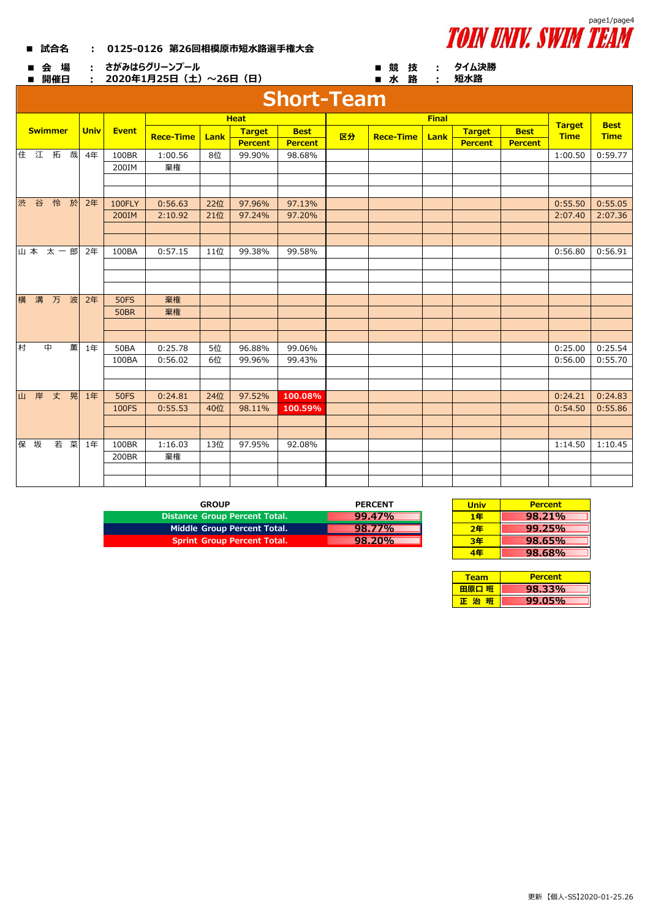TOIN UNIV. SWIM TEAM

- 試合名　：　0125-0126 第26回相模原市短水路選手権大会
- 会 場　：　さがみはらグリーンプール
- 開催日　：　2020年1月25日（土）～26日（日）
- 競 技　：　タイム決勝
- 水 路　：　短水路

# Short-Team

| Swimmer | Univ | Event | Heat | | | | Final | | | | | Target Time | Best Time |
|---|---|---|---|---|---|---|---|---|---|---|---|---|---|
| | | | Rece-Time | Lank | Target Percent | Best Percent | 区分 | Rece-Time | Lank | Target Percent | Best Percent | | |
| 住 江 拓 哉 | 4年 | 100BR | 1:00.56 | 8位 | 99.90% | 98.68% | | | | | | 1:00.50 | 0:59.77 |
| | | 200IM | 棄権 | | | | | | | | | | |
| 渋 谷 怜 於 | 2年 | 100FLY | 0:56.63 | 22位 | 97.96% | 97.13% | | | | | | 0:55.50 | 0:55.05 |
| | | 200IM | 2:10.92 | 21位 | 97.24% | 97.20% | | | | | | 2:07.40 | 2:07.36 |
| 山本 太一郎 | 2年 | 100BA | 0:57.15 | 11位 | 99.38% | 99.58% | | | | | | 0:56.80 | 0:56.91 |
| 横 溝 万 波 | 2年 | 50FS | 棄権 | | | | | | | | | | |
| | | 50BR | 棄権 | | | | | | | | | | |
| 村 中 薫 | 1年 | 50BA | 0:25.78 | 5位 | 96.88% | 99.06% | | | | | | 0:25.00 | 0:25.54 |
| | | 100BA | 0:56.02 | 6位 | 99.96% | 99.43% | | | | | | 0:56.00 | 0:55.70 |
| 山 岸 丈 晃 | 1年 | 50FS | 0:24.81 | 24位 | 97.52% | 100.08% | | | | | | 0:24.21 | 0:24.83 |
| | | 100FS | 0:55.53 | 40位 | 98.11% | 100.59% | | | | | | 0:54.50 | 0:55.86 |
| 保 坂 若 菜 | 1年 | 100BR | 1:16.03 | 13位 | 97.95% | 92.08% | | | | | | 1:14.50 | 1:10.45 |
| | | 200BR | 棄権 | | | | | | | | | | |

| GROUP | PERCENT |
|---|---|
| Distance Group Percent Total. | 99.47% |
| Middle Group Percent Total. | 98.77% |
| Sprint Group Percent Total. | 98.20% |

| Univ | Percent |
|---|---|
| 1年 | 98.21% |
| 2年 | 99.25% |
| 3年 | 98.65% |
| 4年 | 98.68% |

| Team | Percent |
|---|---|
| 田原口 班 | 98.33% |
| 正 治 班 | 99.05% |

更新【個人-SS】2020-01-25.26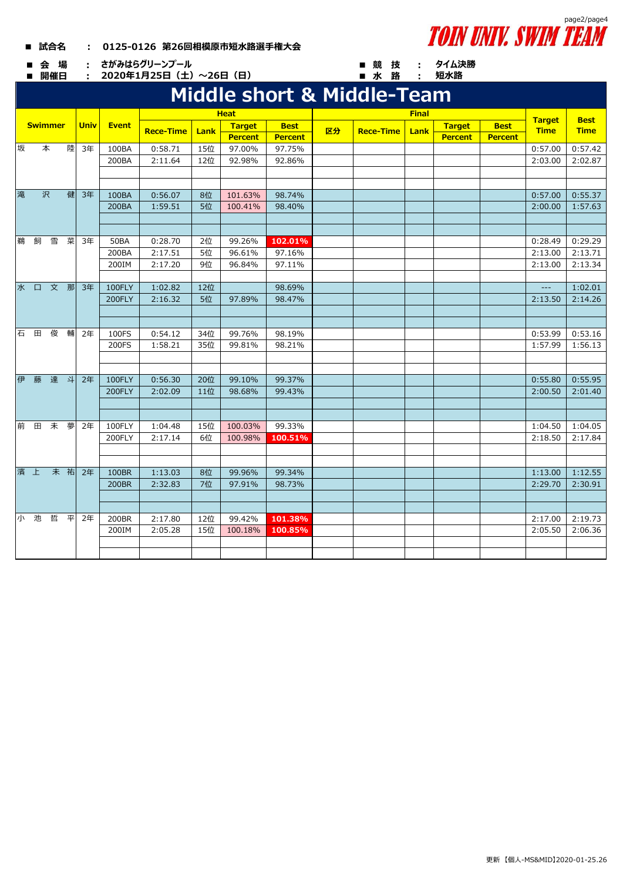- **試合名** ： 0125-0126 第26回相模原市短水路選手権大会
- **会 場** ： さがみはらグリーンプール
- **開催日** ： 2020年1月25日（土）～26日（日）
- **競 技** ： タイム決勝
- **水 路** ： 短水路

**TOIN UNIV. SWIM TEAM**

# Middle short & Middle-Team

| Swimmer | Univ | Event | Heat | | | | Final | | | | | Target Time | Best Time |
|---|---|---|---|---|---|---|---|---|---|---|---|---|---|
| | | | Rece-Time | Lank | Target Percent | Best Percent | 区分 | Rece-Time | Lank | Target Percent | Best Percent | | |
| 坂 本 陸 | 3年 | 100BA | 0:58.71 | 15位 | 97.00% | 97.75% | | | | | | 0:57.00 | 0:57.42 |
| | | 200BA | 2:11.64 | 12位 | 92.98% | 92.86% | | | | | | 2:03.00 | 2:02.87 |
| 滝 沢 健 | 3年 | 100BA | 0:56.07 | 8位 | 101.63% | 98.74% | | | | | | 0:57.00 | 0:55.37 |
| | | 200BA | 1:59.51 | 5位 | 100.41% | 98.40% | | | | | | 2:00.00 | 1:57.63 |
| 鵜 飼 雪 菜 | 3年 | 50BA | 0:28.70 | 2位 | 99.26% | 102.01% | | | | | | 0:28.49 | 0:29.29 |
| | | 200BA | 2:17.51 | 5位 | 96.61% | 97.16% | | | | | | 2:13.00 | 2:13.71 |
| | | 200IM | 2:17.20 | 9位 | 96.84% | 97.11% | | | | | | 2:13.00 | 2:13.34 |
| 水 口 文 那 | 3年 | 100FLY | 1:02.82 | 12位 | | 98.69% | | | | | | --- | 1:02.01 |
| | | 200FLY | 2:16.32 | 5位 | 97.89% | 98.47% | | | | | | 2:13.50 | 2:14.26 |
| 石 田 俊 輔 | 2年 | 100FS | 0:54.12 | 34位 | 99.76% | 98.19% | | | | | | 0:53.99 | 0:53.16 |
| | | 200FS | 1:58.21 | 35位 | 99.81% | 98.21% | | | | | | 1:57.99 | 1:56.13 |
| 伊 藤 達 斗 | 2年 | 100FLY | 0:56.30 | 20位 | 99.10% | 99.37% | | | | | | 0:55.80 | 0:55.95 |
| | | 200FLY | 2:02.09 | 11位 | 98.68% | 99.43% | | | | | | 2:00.50 | 2:01.40 |
| 前 田 未 夢 | 2年 | 100FLY | 1:04.48 | 15位 | 100.03% | 99.33% | | | | | | 1:04.50 | 1:04.05 |
| | | 200FLY | 2:17.14 | 6位 | 100.98% | 100.51% | | | | | | 2:18.50 | 2:17.84 |
| 濱 上 未 祐 | 2年 | 100BR | 1:13.03 | 8位 | 99.96% | 99.34% | | | | | | 1:13.00 | 1:12.55 |
| | | 200BR | 2:32.83 | 7位 | 97.91% | 98.73% | | | | | | 2:29.70 | 2:30.91 |
| 小 池 哲 平 | 2年 | 200BR | 2:17.80 | 12位 | 99.42% | 101.38% | | | | | | 2:17.00 | 2:19.73 |
| | | 200IM | 2:05.28 | 15位 | 100.18% | 100.85% | | | | | | 2:05.50 | 2:06.36 |

更新【個人-MS&MID】2020-01-25.26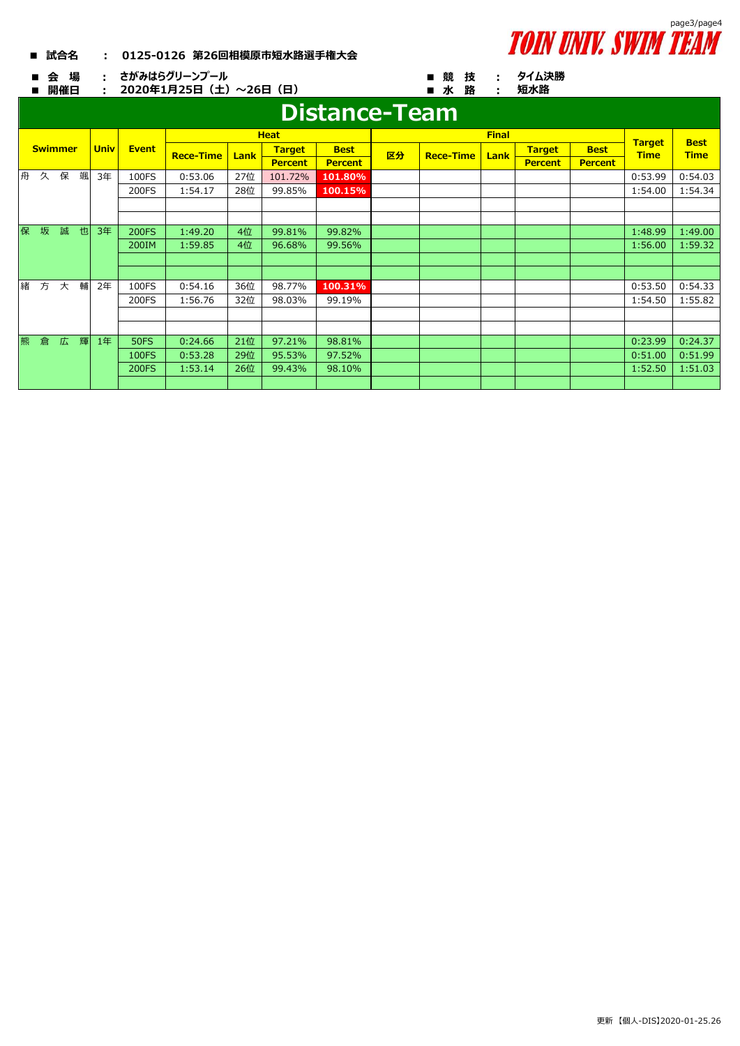■ **試合名**　:　**0125-0126 第26回相模原市短水路選手権大会**

TOIN UNIV. SWIM TEAM

■ **会 場**　:　**さがみはらグリーンプール**
■ **開催日**　:　**2020年1月25日（土）～26日（日）**

■ **競 技**　:　**タイム決勝**
■ **水 路**　:　**短水路**

# Distance-Team

| Swimmer | Univ | Event | Heat | | | | Final | | | | | Target Time | Best Time |
|---|---|---|---|---|---|---|---|---|---|---|---|---|---|
| | | | Rece-Time | Lank | Target Percent | Best Percent | 区分 | Rece-Time | Lank | Target Percent | Best Percent | | |
| 舟 久 保 颯 | 3年 | 100FS | 0:53.06 | 27位 | 101.72% | 101.80% | | | | | | 0:53.99 | 0:54.03 |
| | | 200FS | 1:54.17 | 28位 | 99.85% | 100.15% | | | | | | 1:54.00 | 1:54.34 |
| | | | | | | | | | | | | | |
| | | | | | | | | | | | | | |
| 保 坂 誠 也 | 3年 | 200FS | 1:49.20 | 4位 | 99.81% | 99.82% | | | | | | 1:48.99 | 1:49.00 |
| | | 200IM | 1:59.85 | 4位 | 96.68% | 99.56% | | | | | | 1:56.00 | 1:59.32 |
| | | | | | | | | | | | | | |
| | | | | | | | | | | | | | |
| 緒 方 大 輔 | 2年 | 100FS | 0:54.16 | 36位 | 98.77% | 100.31% | | | | | | 0:53.50 | 0:54.33 |
| | | 200FS | 1:56.76 | 32位 | 98.03% | 99.19% | | | | | | 1:54.50 | 1:55.82 |
| | | | | | | | | | | | | | |
| | | | | | | | | | | | | | |
| 熊 倉 広 輝 | 1年 | 50FS | 0:24.66 | 21位 | 97.21% | 98.81% | | | | | | 0:23.99 | 0:24.37 |
| | | 100FS | 0:53.28 | 29位 | 95.53% | 97.52% | | | | | | 0:51.00 | 0:51.99 |
| | | 200FS | 1:53.14 | 26位 | 99.43% | 98.10% | | | | | | 1:52.50 | 1:51.03 |
| | | | | | | | | | | | | | |

更新 【個人-DIS】2020-01-25.26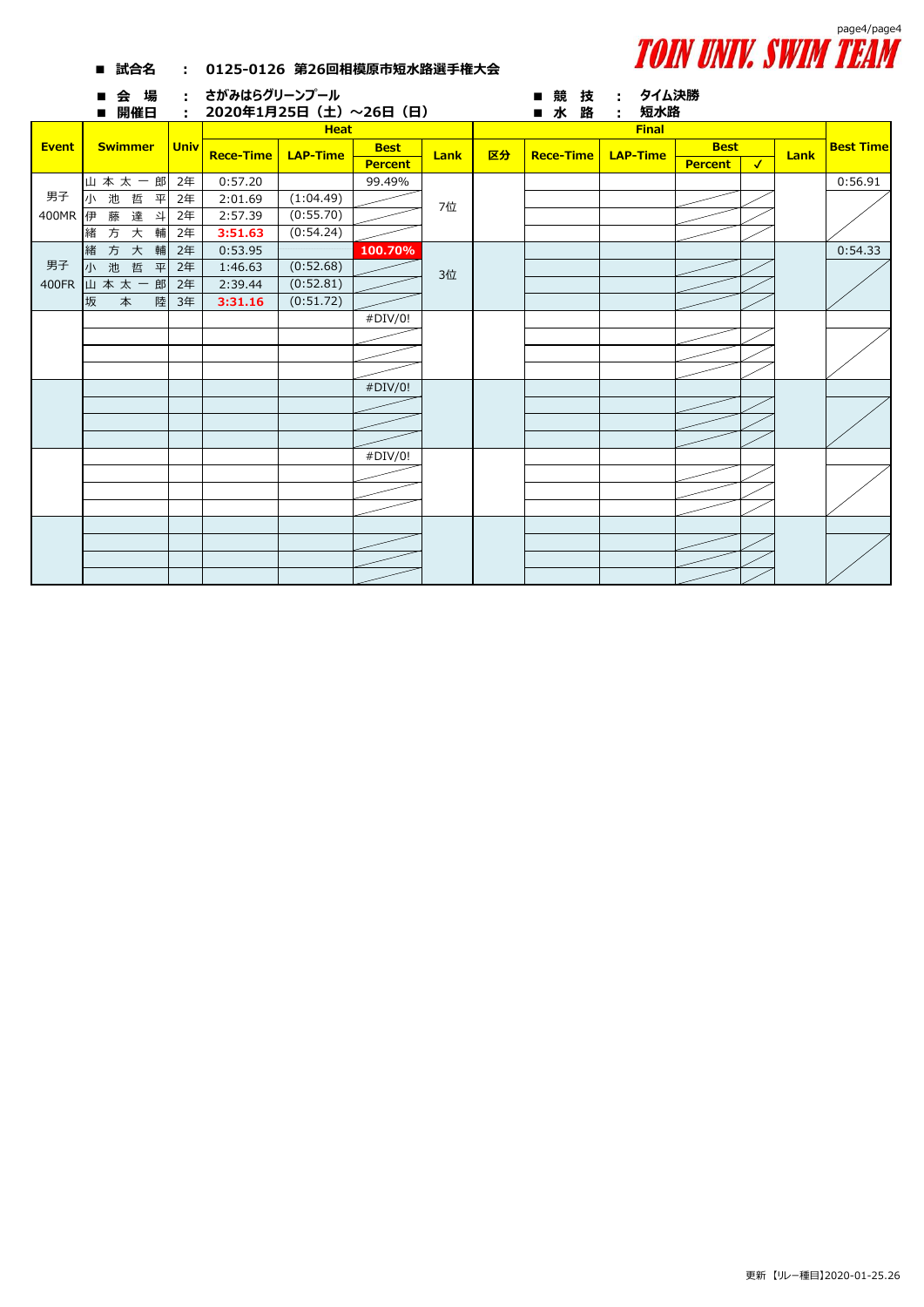**TOIN UNIV. SWIM TEAM**

■ 試合名　：　0125-0126 第26回相模原市短水路選手権大会

■ 会 場　：　さがみはらグリーンプール　　■ 競 技　：　タイム決勝

■ 開催日　：　2020年1月25日（土）～26日（日）　　■ 水 路　：　短水路

| Event | Swimmer | Univ | Heat | | | | Final | | | | | | Best Time |
|---|---|---|---|---|---|---|---|---|---|---|---|---|---|
| | | | Rece-Time | LAP-Time | Best Percent | Lank | 区分 | Rece-Time | LAP-Time | Best Percent | ✓ | Lank | |
| 男子 400MR | 山本太一郎 | 2年 | 0:57.20 | | 99.49% | 7位 | | | | | | | 0:56.91 |
| | 小池哲平 | 2年 | 2:01.69 | (1:04.49) | | | | | | | | | |
| | 伊藤達斗 | 2年 | 2:57.39 | (0:55.70) | | | | | | | | | |
| | 緒方大輔 | 2年 | 3:51.63 | (0:54.24) | | | | | | | | | |
| 男子 400FR | 緒方大輔 | 2年 | 0:53.95 | | 100.70% | 3位 | | | | | | | 0:54.33 |
| | 小池哲平 | 2年 | 1:46.63 | (0:52.68) | | | | | | | | | |
| | 山本太一郎 | 2年 | 2:39.44 | (0:52.81) | | | | | | | | | |
| | 坂本陸 | 3年 | 3:31.16 | (0:51.72) | | | | | | | | | |
| | | | | | #DIV/0! | | | | | | | | |
| | | | | | #DIV/0! | | | | | | | | |
| | | | | | #DIV/0! | | | | | | | | |

更新【リレー種目】2020-01-25.26